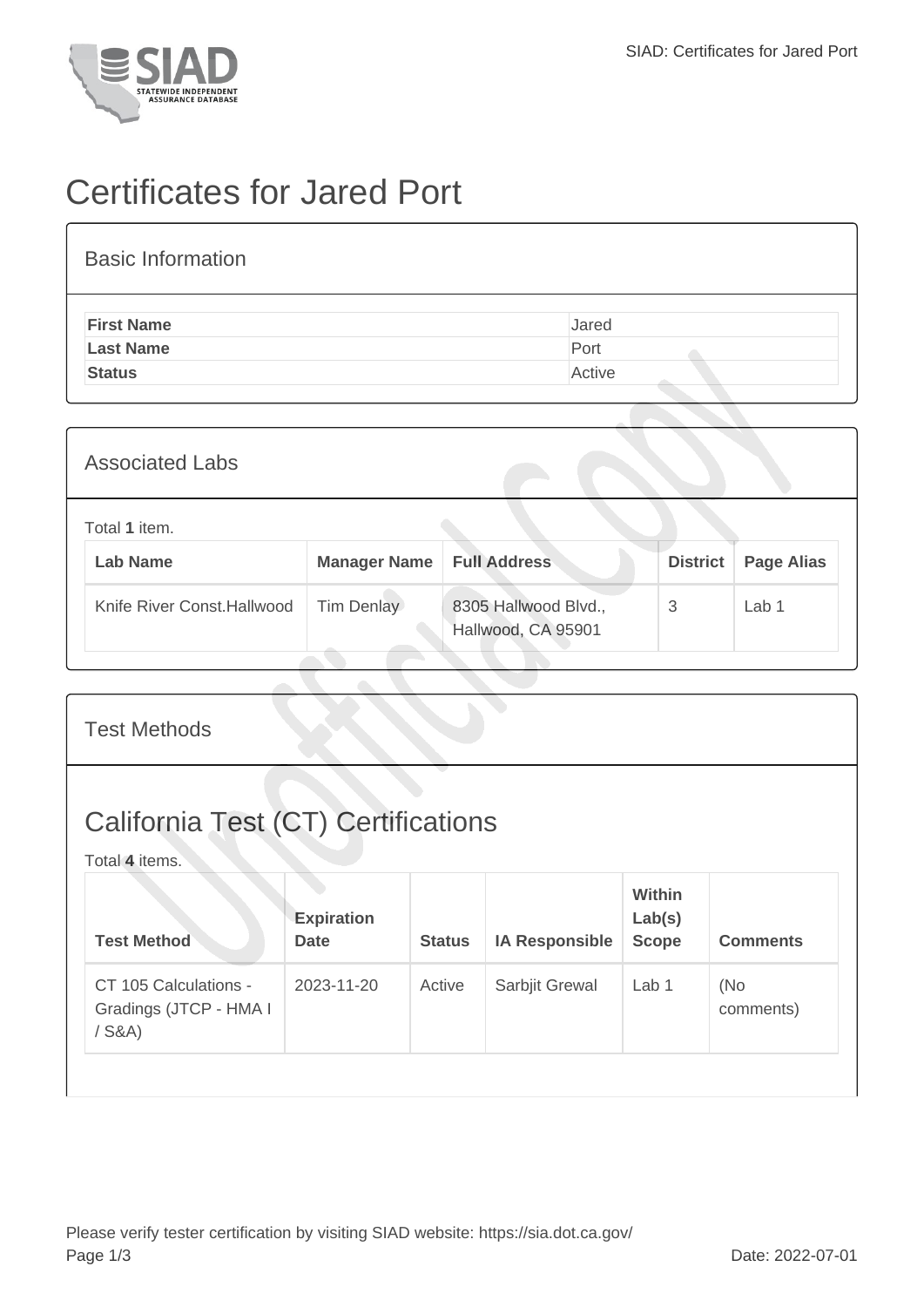# Certificates for Jared Port

## Basic Information

| | |
|---|---|
| **First Name** | Jared |
| **Last Name** | Port |
| **Status** | Active |

## Associated Labs

Total **1** item.

| Lab Name | Manager Name | Full Address | District | Page Alias |
|---|---|---|---|---|
| Knife River Const.Hallwood | Tim Denlay | 8305 Hallwood Blvd., Hallwood, CA 95901 | 3 | Lab 1 |

## Test Methods

## California Test (CT) Certifications

Total **4** items.

| Test Method | Expiration Date | Status | IA Responsible | Within Lab(s) Scope | Comments |
|---|---|---|---|---|---|
| CT 105 Calculations - Gradings (JTCP - HMA I / S&A) | 2023-11-20 | Active | Sarbjit Grewal | Lab 1 | (No comments) |

Please verify tester certification by visiting SIAD website: https://sia.dot.ca.gov/

Date: 2022-07-01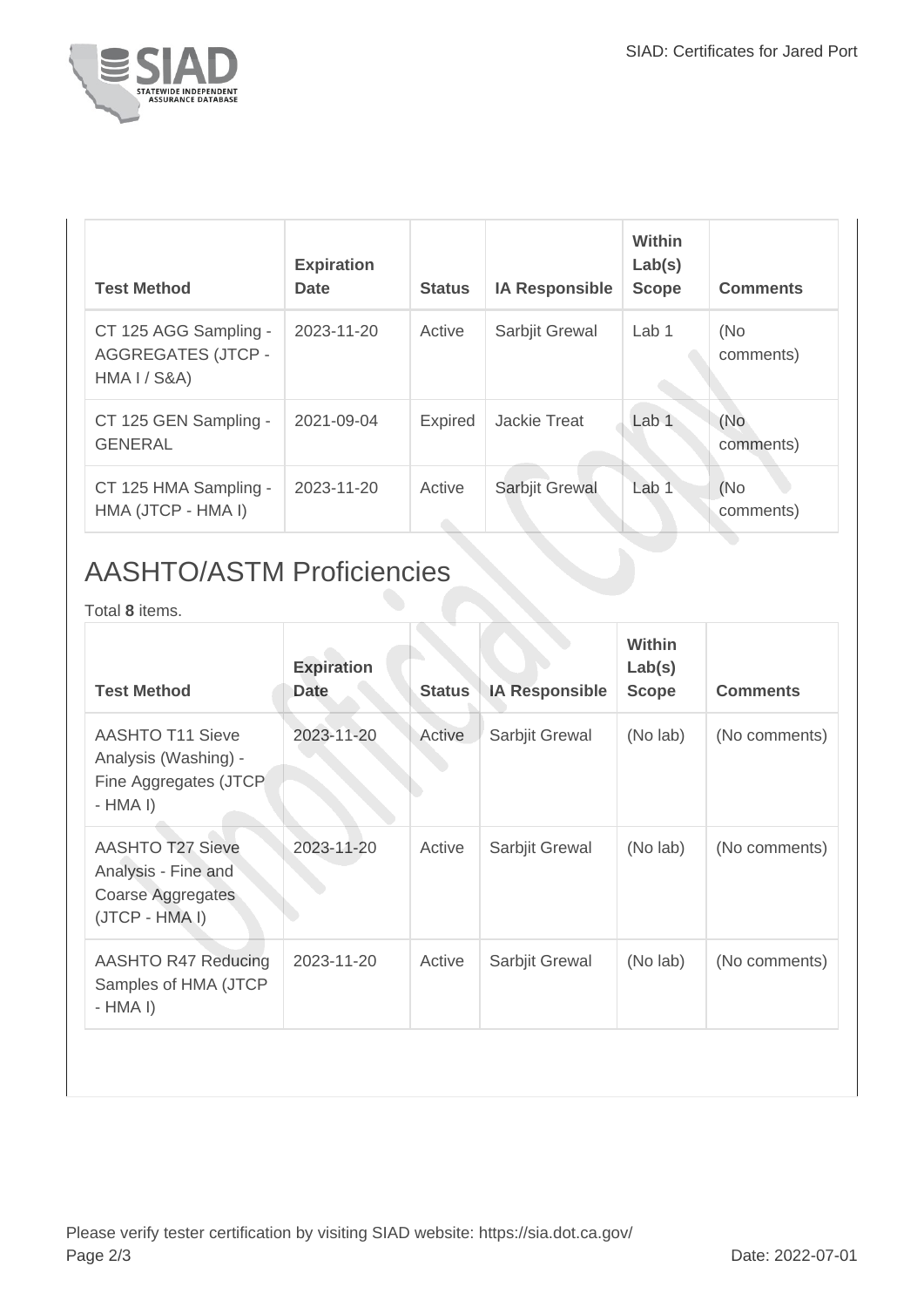| Test Method | Expiration Date | Status | IA Responsible | Within Lab(s) Scope | Comments |
| --- | --- | --- | --- | --- | --- |
| CT 125 AGG Sampling - AGGREGATES (JTCP - HMA I / S&A) | 2023-11-20 | Active | Sarbjit Grewal | Lab 1 | (No comments) |
| CT 125 GEN Sampling - GENERAL | 2021-09-04 | Expired | Jackie Treat | Lab 1 | (No comments) |
| CT 125 HMA Sampling - HMA (JTCP - HMA I) | 2023-11-20 | Active | Sarbjit Grewal | Lab 1 | (No comments) |

## AASHTO/ASTM Proficiencies

Total **8** items.

| Test Method | Expiration Date | Status | IA Responsible | Within Lab(s) Scope | Comments |
| --- | --- | --- | --- | --- | --- |
| AASHTO T11 Sieve Analysis (Washing) - Fine Aggregates (JTCP - HMA I) | 2023-11-20 | Active | Sarbjit Grewal | (No lab) | (No comments) |
| AASHTO T27 Sieve Analysis - Fine and Coarse Aggregates (JTCP - HMA I) | 2023-11-20 | Active | Sarbjit Grewal | (No lab) | (No comments) |
| AASHTO R47 Reducing Samples of HMA (JTCP - HMA I) | 2023-11-20 | Active | Sarbjit Grewal | (No lab) | (No comments) |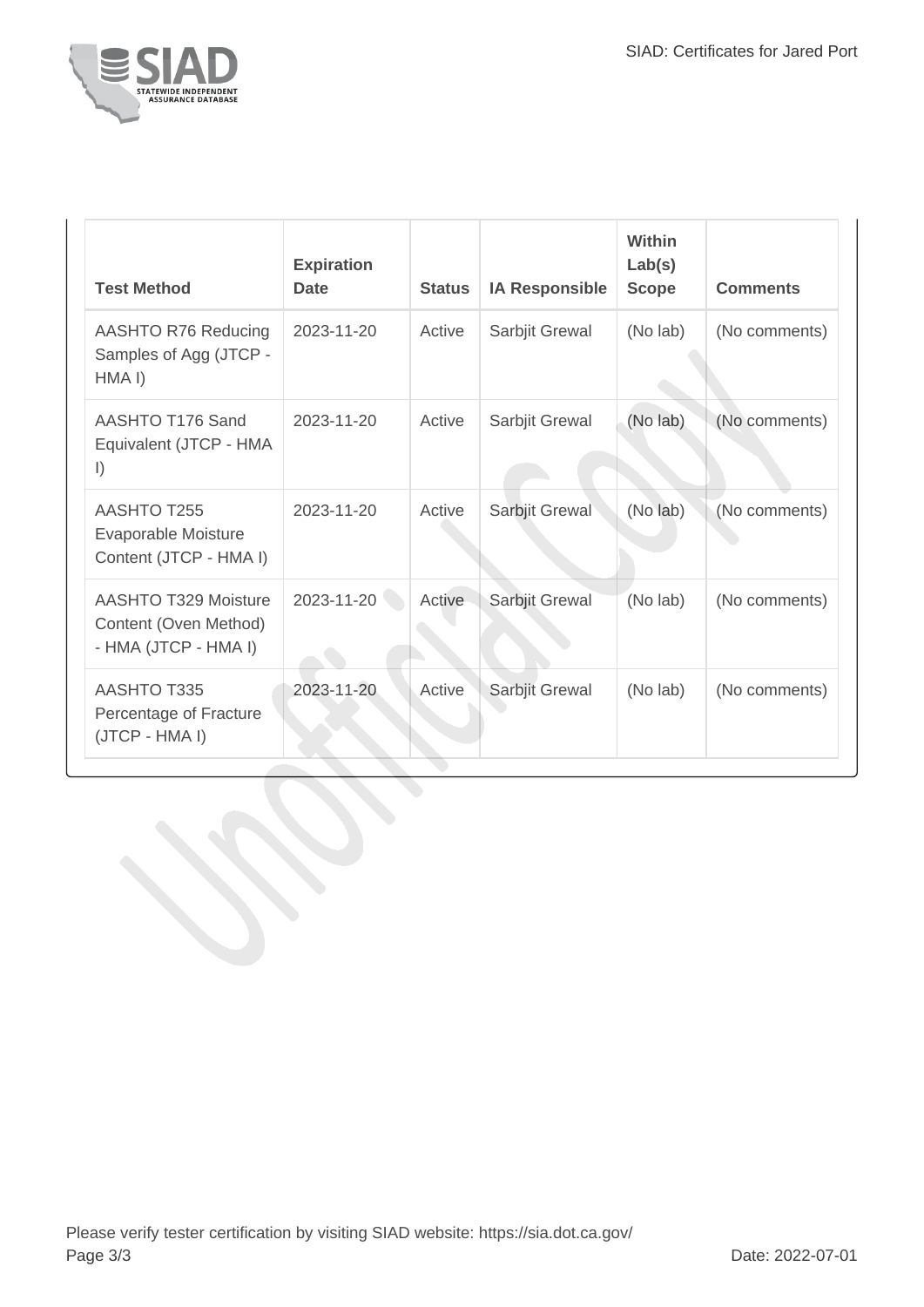| Test Method | Expiration Date | Status | IA Responsible | Within Lab(s) Scope | Comments |
|---|---|---|---|---|---|
| AASHTO R76 Reducing Samples of Agg (JTCP - HMA I) | 2023-11-20 | Active | Sarbjit Grewal | (No lab) | (No comments) |
| AASHTO T176 Sand Equivalent (JTCP - HMA I) | 2023-11-20 | Active | Sarbjit Grewal | (No lab) | (No comments) |
| AASHTO T255 Evaporable Moisture Content (JTCP - HMA I) | 2023-11-20 | Active | Sarbjit Grewal | (No lab) | (No comments) |
| AASHTO T329 Moisture Content (Oven Method) - HMA (JTCP - HMA I) | 2023-11-20 | Active | Sarbjit Grewal | (No lab) | (No comments) |
| AASHTO T335 Percentage of Fracture (JTCP - HMA I) | 2023-11-20 | Active | Sarbjit Grewal | (No lab) | (No comments) |

Please verify tester certification by visiting SIAD website: https://sia.dot.ca.gov/

Date: 2022-07-01